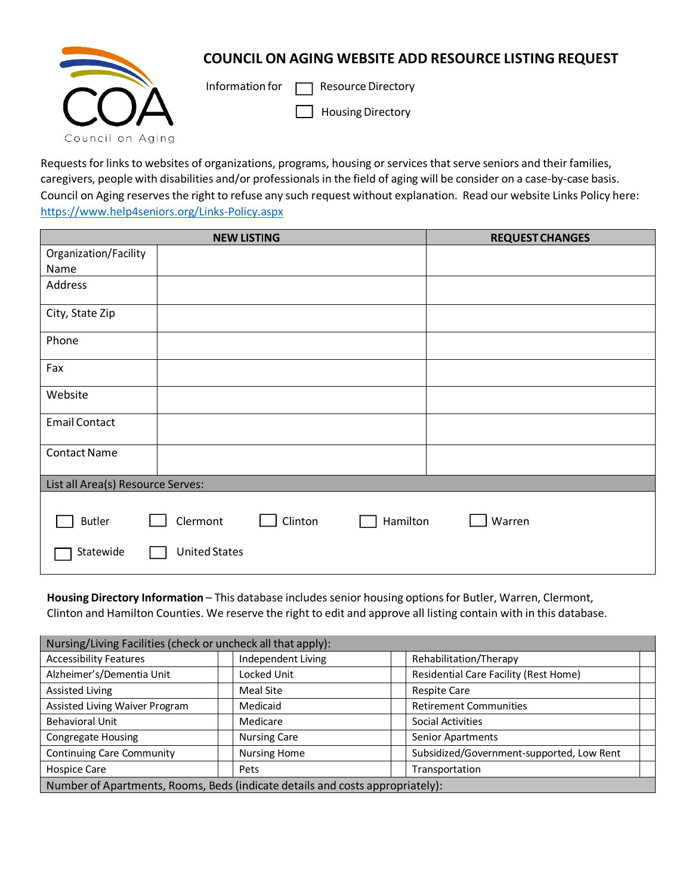# COUNCIL ON AGING WEBSITE ADD RESOURCE LISTING REQUEST

COA Council on Aging

Information for ☐ Resource Directory
☐ Housing Directory

Requests for links to websites of organizations, programs, housing or services that serve seniors and their families, caregivers, people with disabilities and/or professionals in the field of aging will be consider on a case-by-case basis. Council on Aging reserves the right to refuse any such request without explanation. Read our website Links Policy here: https://www.help4seniors.org/Links-Policy.aspx

| NEW LISTING | | REQUEST CHANGES |
|---|---|---|
| Organization/Facility Name | | |
| Address | | |
| City, State Zip | | |
| Phone | | |
| Fax | | |
| Website | | |
| Email Contact | | |
| Contact Name | | |
| List all Area(s) Resource Serves: | | |
| ☐ Butler ☐ Clermont ☐ Clinton ☐ Hamilton ☐ Warren ☐ Statewide ☐ United States | | |

**Housing Directory Information** – This database includes senior housing options for Butler, Warren, Clermont, Clinton and Hamilton Counties. We reserve the right to edit and approve all listing contain with in this database.

| Nursing/Living Facilities (check or uncheck all that apply): | | | | | |
|---|---|---|---|---|---|
| Accessibility Features | | Independent Living | | Rehabilitation/Therapy | |
| Alzheimer's/Dementia Unit | | Locked Unit | | Residential Care Facility (Rest Home) | |
| Assisted Living | | Meal Site | | Respite Care | |
| Assisted Living Waiver Program | | Medicaid | | Retirement Communities | |
| Behavioral Unit | | Medicare | | Social Activities | |
| Congregate Housing | | Nursing Care | | Senior Apartments | |
| Continuing Care Community | | Nursing Home | | Subsidized/Government-supported, Low Rent | |
| Hospice Care | | Pets | | Transportation | |
| Number of Apartments, Rooms, Beds (indicate details and costs appropriately): | | | | | |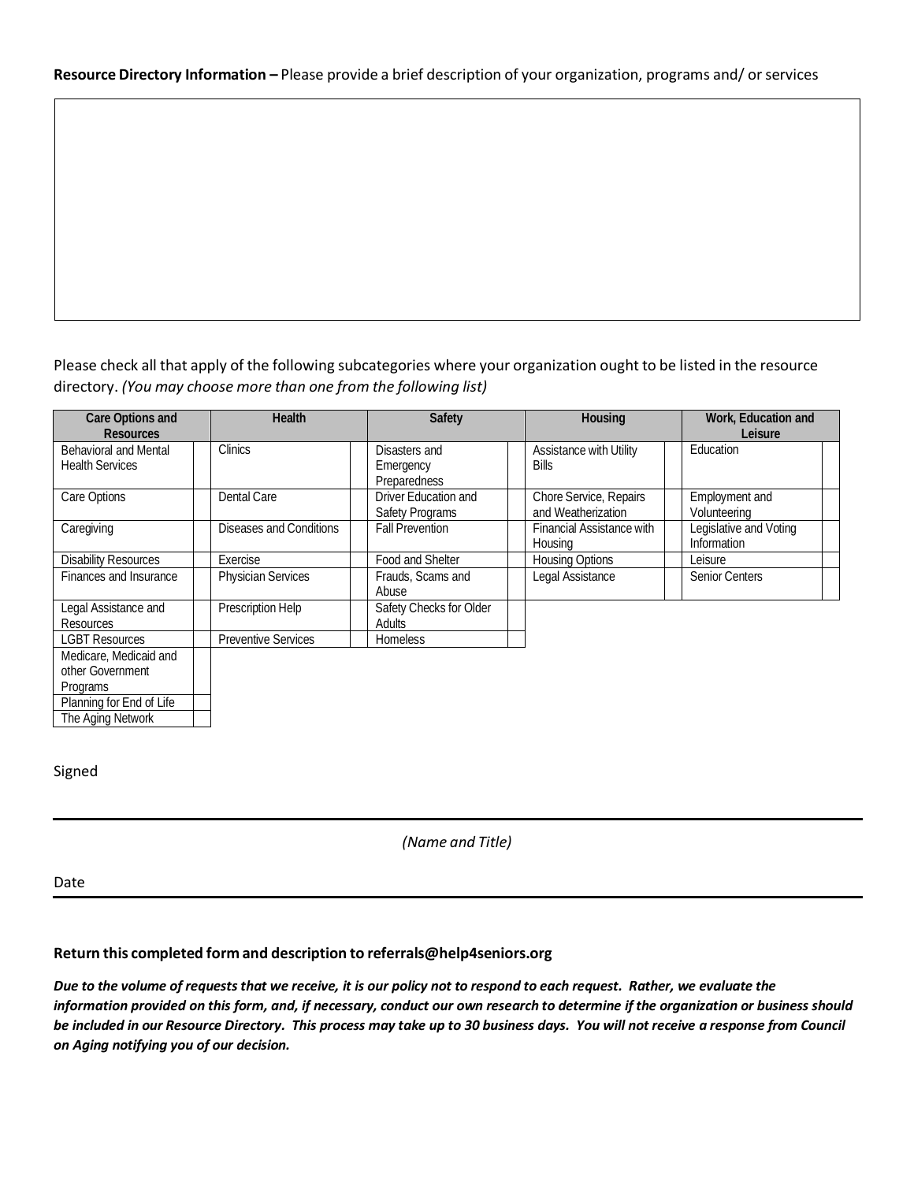**Resource Directory Information –** Please provide a brief description of your organization, programs and/ or services

Please check all that apply of the following subcategories where your organization ought to be listed in the resource directory. *(You may choose more than one from the following list)*

| Care Options and Resources | | Health | | Safety | | Housing | | Work, Education and Leisure | |
|---|---|---|---|---|---|---|---|---|---|
| Behavioral and Mental Health Services | | Clinics | | Disasters and Emergency Preparedness | | Assistance with Utility Bills | | Education | |
| Care Options | | Dental Care | | Driver Education and Safety Programs | | Chore Service, Repairs and Weatherization | | Employment and Volunteering | |
| Caregiving | | Diseases and Conditions | | Fall Prevention | | Financial Assistance with Housing | | Legislative and Voting Information | |
| Disability Resources | | Exercise | | Food and Shelter | | Housing Options | | Leisure | |
| Finances and Insurance | | Physician Services | | Frauds, Scams and Abuse | | Legal Assistance | | Senior Centers | |
| Legal Assistance and Resources | | Prescription Help | | Safety Checks for Older Adults | | | | | |
| LGBT Resources | | Preventive Services | | Homeless | | | | | |
| Medicare, Medicaid and other Government Programs | | | | | | | | | |
| Planning for End of Life | | | | | | | | | |
| The Aging Network | | | | | | | | | |

Signed

*(Name and Title)*

Date

**Return this completed form and description to referrals@help4seniors.org**

***Due to the volume of requests that we receive, it is our policy not to respond to each request. Rather, we evaluate the information provided on this form, and, if necessary, conduct our own research to determine if the organization or business should be included in our Resource Directory. This process may take up to 30 business days. You will not receive a response from Council on Aging notifying you of our decision.***